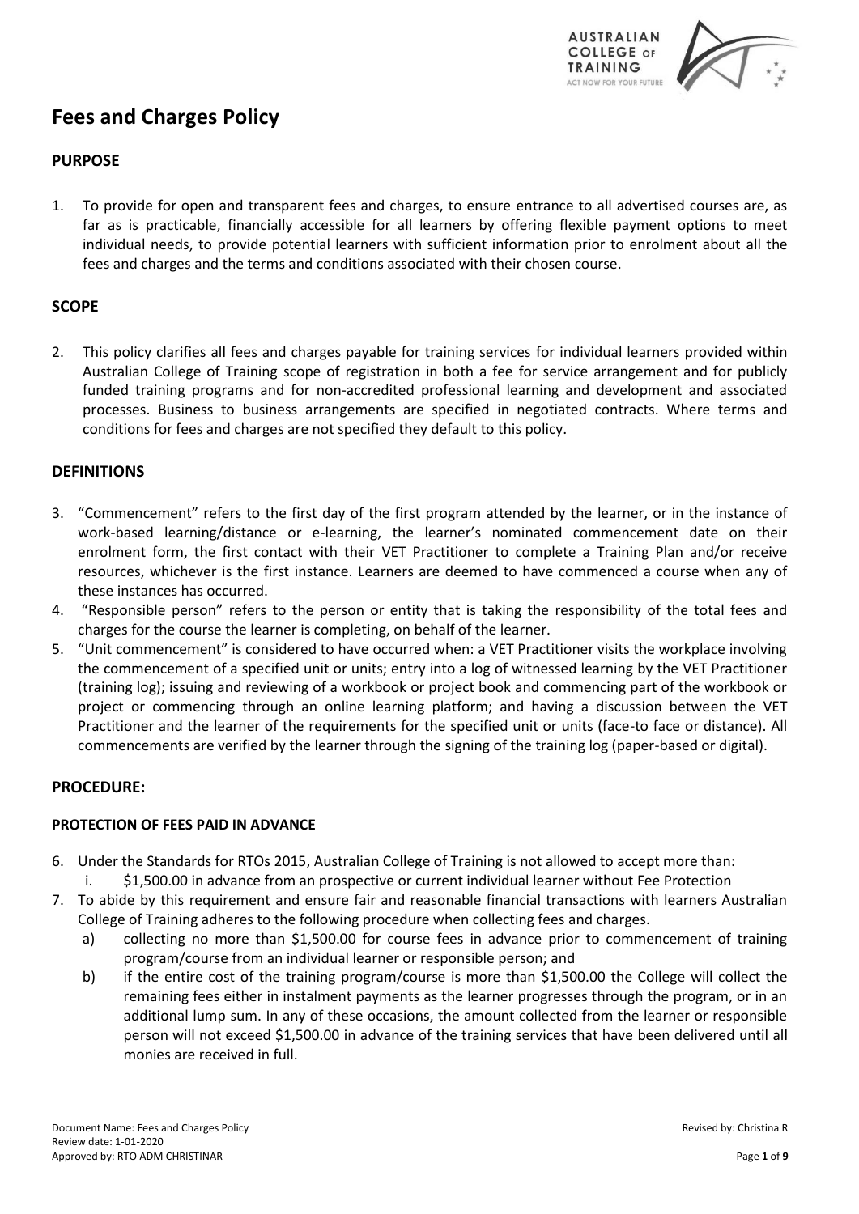# Fees and Charges Policy

## PURPOSE

1. To provide for open and transparent fees and charges, to ensure entrance to all advertised courses are, as far as is practicable, financially accessible for all learners by offering flexible payment options to meet individual needs, to provide potential learners with sufficient information prior to enrolment about all the fees and charges and the terms and conditions associated with their chosen course.

## SCOPE

2. This policy clarifies all fees and charges payable for training services for individual learners provided within Australian College of Training scope of registration in both a fee for service arrangement and for publicly funded training programs and for non-accredited professional learning and development and associated processes. Business to business arrangements are specified in negotiated contracts. Where terms and conditions for fees and charges are not specified they default to this policy.

## DEFINITIONS

3. "Commencement" refers to the first day of the first program attended by the learner, or in the instance of work-based learning/distance or e-learning, the learner's nominated commencement date on their enrolment form, the first contact with their VET Practitioner to complete a Training Plan and/or receive resources, whichever is the first instance. Learners are deemed to have commenced a course when any of these instances has occurred.
4. "Responsible person" refers to the person or entity that is taking the responsibility of the total fees and charges for the course the learner is completing, on behalf of the learner.
5. "Unit commencement" is considered to have occurred when: a VET Practitioner visits the workplace involving the commencement of a specified unit or units; entry into a log of witnessed learning by the VET Practitioner (training log); issuing and reviewing of a workbook or project book and commencing part of the workbook or project or commencing through an online learning platform; and having a discussion between the VET Practitioner and the learner of the requirements for the specified unit or units (face-to face or distance). All commencements are verified by the learner through the signing of the training log (paper-based or digital).

## PROCEDURE:

### PROTECTION OF FEES PAID IN ADVANCE

6. Under the Standards for RTOs 2015, Australian College of Training is not allowed to accept more than:
   i. $1,500.00 in advance from an prospective or current individual learner without Fee Protection
7. To abide by this requirement and ensure fair and reasonable financial transactions with learners Australian College of Training adheres to the following procedure when collecting fees and charges.
   a) collecting no more than $1,500.00 for course fees in advance prior to commencement of training program/course from an individual learner or responsible person; and
   b) if the entire cost of the training program/course is more than $1,500.00 the College will collect the remaining fees either in instalment payments as the learner progresses through the program, or in an additional lump sum. In any of these occasions, the amount collected from the learner or responsible person will not exceed $1,500.00 in advance of the training services that have been delivered until all monies are received in full.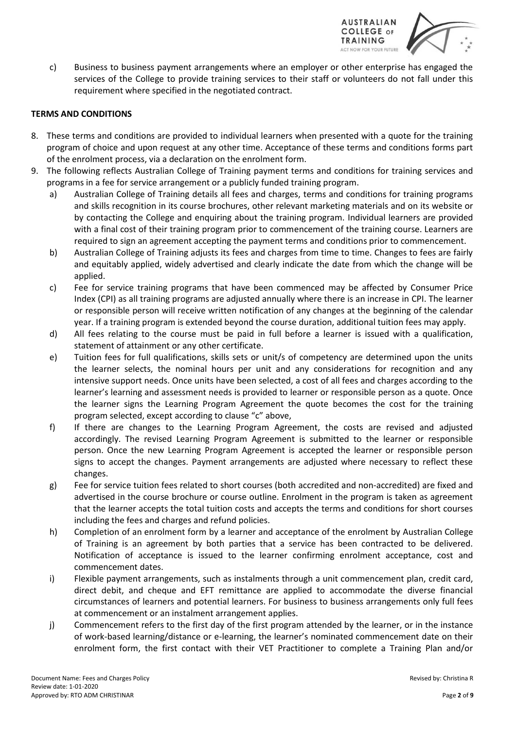c) Business to business payment arrangements where an employer or other enterprise has engaged the services of the College to provide training services to their staff or volunteers do not fall under this requirement where specified in the negotiated contract.

**TERMS AND CONDITIONS**

8. These terms and conditions are provided to individual learners when presented with a quote for the training program of choice and upon request at any other time. Acceptance of these terms and conditions forms part of the enrolment process, via a declaration on the enrolment form.
9. The following reflects Australian College of Training payment terms and conditions for training services and programs in a fee for service arrangement or a publicly funded training program.
   a) Australian College of Training details all fees and charges, terms and conditions for training programs and skills recognition in its course brochures, other relevant marketing materials and on its website or by contacting the College and enquiring about the training program. Individual learners are provided with a final cost of their training program prior to commencement of the training course. Learners are required to sign an agreement accepting the payment terms and conditions prior to commencement.
   b) Australian College of Training adjusts its fees and charges from time to time. Changes to fees are fairly and equitably applied, widely advertised and clearly indicate the date from which the change will be applied.
   c) Fee for service training programs that have been commenced may be affected by Consumer Price Index (CPI) as all training programs are adjusted annually where there is an increase in CPI. The learner or responsible person will receive written notification of any changes at the beginning of the calendar year. If a training program is extended beyond the course duration, additional tuition fees may apply.
   d) All fees relating to the course must be paid in full before a learner is issued with a qualification, statement of attainment or any other certificate.
   e) Tuition fees for full qualifications, skills sets or unit/s of competency are determined upon the units the learner selects, the nominal hours per unit and any considerations for recognition and any intensive support needs. Once units have been selected, a cost of all fees and charges according to the learner's learning and assessment needs is provided to learner or responsible person as a quote. Once the learner signs the Learning Program Agreement the quote becomes the cost for the training program selected, except according to clause "c" above,
   f) If there are changes to the Learning Program Agreement, the costs are revised and adjusted accordingly. The revised Learning Program Agreement is submitted to the learner or responsible person. Once the new Learning Program Agreement is accepted the learner or responsible person signs to accept the changes. Payment arrangements are adjusted where necessary to reflect these changes.
   g) Fee for service tuition fees related to short courses (both accredited and non-accredited) are fixed and advertised in the course brochure or course outline. Enrolment in the program is taken as agreement that the learner accepts the total tuition costs and accepts the terms and conditions for short courses including the fees and charges and refund policies.
   h) Completion of an enrolment form by a learner and acceptance of the enrolment by Australian College of Training is an agreement by both parties that a service has been contracted to be delivered. Notification of acceptance is issued to the learner confirming enrolment acceptance, cost and commencement dates.
   i) Flexible payment arrangements, such as instalments through a unit commencement plan, credit card, direct debit, and cheque and EFT remittance are applied to accommodate the diverse financial circumstances of learners and potential learners. For business to business arrangements only full fees at commencement or an instalment arrangement applies.
   j) Commencement refers to the first day of the first program attended by the learner, or in the instance of work-based learning/distance or e-learning, the learner's nominated commencement date on their enrolment form, the first contact with their VET Practitioner to complete a Training Plan and/or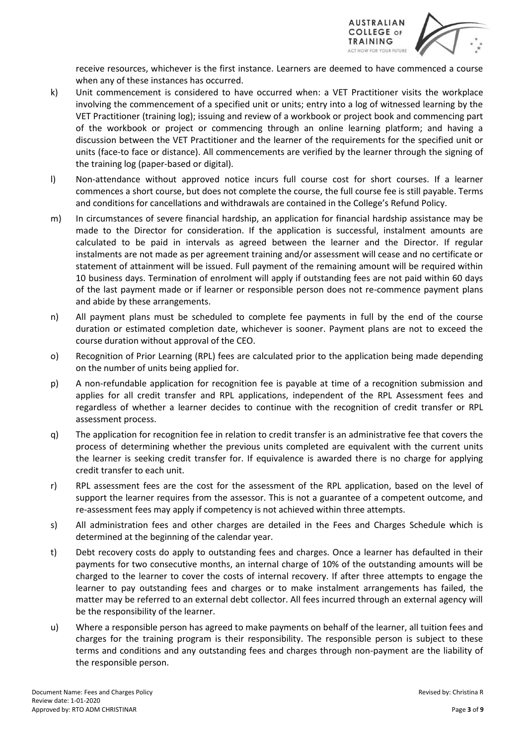receive resources, whichever is the first instance. Learners are deemed to have commenced a course when any of these instances has occurred.

k) Unit commencement is considered to have occurred when: a VET Practitioner visits the workplace involving the commencement of a specified unit or units; entry into a log of witnessed learning by the VET Practitioner (training log); issuing and review of a workbook or project book and commencing part of the workbook or project or commencing through an online learning platform; and having a discussion between the VET Practitioner and the learner of the requirements for the specified unit or units (face-to face or distance). All commencements are verified by the learner through the signing of the training log (paper-based or digital).

l) Non-attendance without approved notice incurs full course cost for short courses. If a learner commences a short course, but does not complete the course, the full course fee is still payable. Terms and conditions for cancellations and withdrawals are contained in the College's Refund Policy.

m) In circumstances of severe financial hardship, an application for financial hardship assistance may be made to the Director for consideration. If the application is successful, instalment amounts are calculated to be paid in intervals as agreed between the learner and the Director. If regular instalments are not made as per agreement training and/or assessment will cease and no certificate or statement of attainment will be issued. Full payment of the remaining amount will be required within 10 business days. Termination of enrolment will apply if outstanding fees are not paid within 60 days of the last payment made or if learner or responsible person does not re-commence payment plans and abide by these arrangements.

n) All payment plans must be scheduled to complete fee payments in full by the end of the course duration or estimated completion date, whichever is sooner. Payment plans are not to exceed the course duration without approval of the CEO.

o) Recognition of Prior Learning (RPL) fees are calculated prior to the application being made depending on the number of units being applied for.

p) A non-refundable application for recognition fee is payable at time of a recognition submission and applies for all credit transfer and RPL applications, independent of the RPL Assessment fees and regardless of whether a learner decides to continue with the recognition of credit transfer or RPL assessment process.

q) The application for recognition fee in relation to credit transfer is an administrative fee that covers the process of determining whether the previous units completed are equivalent with the current units the learner is seeking credit transfer for. If equivalence is awarded there is no charge for applying credit transfer to each unit.

r) RPL assessment fees are the cost for the assessment of the RPL application, based on the level of support the learner requires from the assessor. This is not a guarantee of a competent outcome, and re-assessment fees may apply if competency is not achieved within three attempts.

s) All administration fees and other charges are detailed in the Fees and Charges Schedule which is determined at the beginning of the calendar year.

t) Debt recovery costs do apply to outstanding fees and charges. Once a learner has defaulted in their payments for two consecutive months, an internal charge of 10% of the outstanding amounts will be charged to the learner to cover the costs of internal recovery. If after three attempts to engage the learner to pay outstanding fees and charges or to make instalment arrangements has failed, the matter may be referred to an external debt collector. All fees incurred through an external agency will be the responsibility of the learner.

u) Where a responsible person has agreed to make payments on behalf of the learner, all tuition fees and charges for the training program is their responsibility. The responsible person is subject to these terms and conditions and any outstanding fees and charges through non-payment are the liability of the responsible person.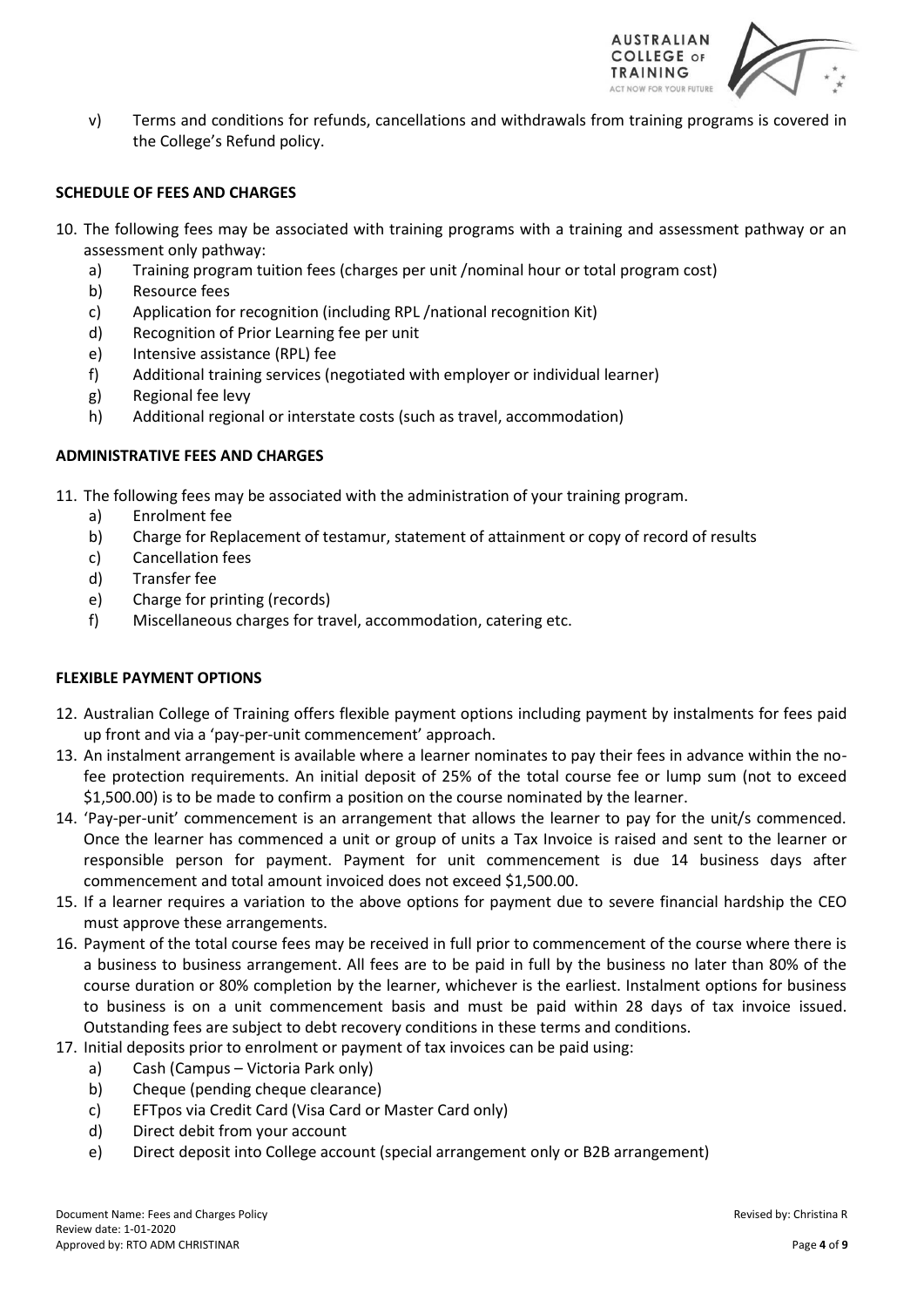v) Terms and conditions for refunds, cancellations and withdrawals from training programs is covered in the College's Refund policy.

## SCHEDULE OF FEES AND CHARGES

10. The following fees may be associated with training programs with a training and assessment pathway or an assessment only pathway:
    a) Training program tuition fees (charges per unit /nominal hour or total program cost)
    b) Resource fees
    c) Application for recognition (including RPL /national recognition Kit)
    d) Recognition of Prior Learning fee per unit
    e) Intensive assistance (RPL) fee
    f) Additional training services (negotiated with employer or individual learner)
    g) Regional fee levy
    h) Additional regional or interstate costs (such as travel, accommodation)

## ADMINISTRATIVE FEES AND CHARGES

11. The following fees may be associated with the administration of your training program.
    a) Enrolment fee
    b) Charge for Replacement of testamur, statement of attainment or copy of record of results
    c) Cancellation fees
    d) Transfer fee
    e) Charge for printing (records)
    f) Miscellaneous charges for travel, accommodation, catering etc.

## FLEXIBLE PAYMENT OPTIONS

12. Australian College of Training offers flexible payment options including payment by instalments for fees paid up front and via a 'pay-per-unit commencement' approach.
13. An instalment arrangement is available where a learner nominates to pay their fees in advance within the no-fee protection requirements. An initial deposit of 25% of the total course fee or lump sum (not to exceed $1,500.00) is to be made to confirm a position on the course nominated by the learner.
14. 'Pay-per-unit' commencement is an arrangement that allows the learner to pay for the unit/s commenced. Once the learner has commenced a unit or group of units a Tax Invoice is raised and sent to the learner or responsible person for payment. Payment for unit commencement is due 14 business days after commencement and total amount invoiced does not exceed $1,500.00.
15. If a learner requires a variation to the above options for payment due to severe financial hardship the CEO must approve these arrangements.
16. Payment of the total course fees may be received in full prior to commencement of the course where there is a business to business arrangement. All fees are to be paid in full by the business no later than 80% of the course duration or 80% completion by the learner, whichever is the earliest. Instalment options for business to business is on a unit commencement basis and must be paid within 28 days of tax invoice issued. Outstanding fees are subject to debt recovery conditions in these terms and conditions.
17. Initial deposits prior to enrolment or payment of tax invoices can be paid using:
    a) Cash (Campus – Victoria Park only)
    b) Cheque (pending cheque clearance)
    c) EFTpos via Credit Card (Visa Card or Master Card only)
    d) Direct debit from your account
    e) Direct deposit into College account (special arrangement only or B2B arrangement)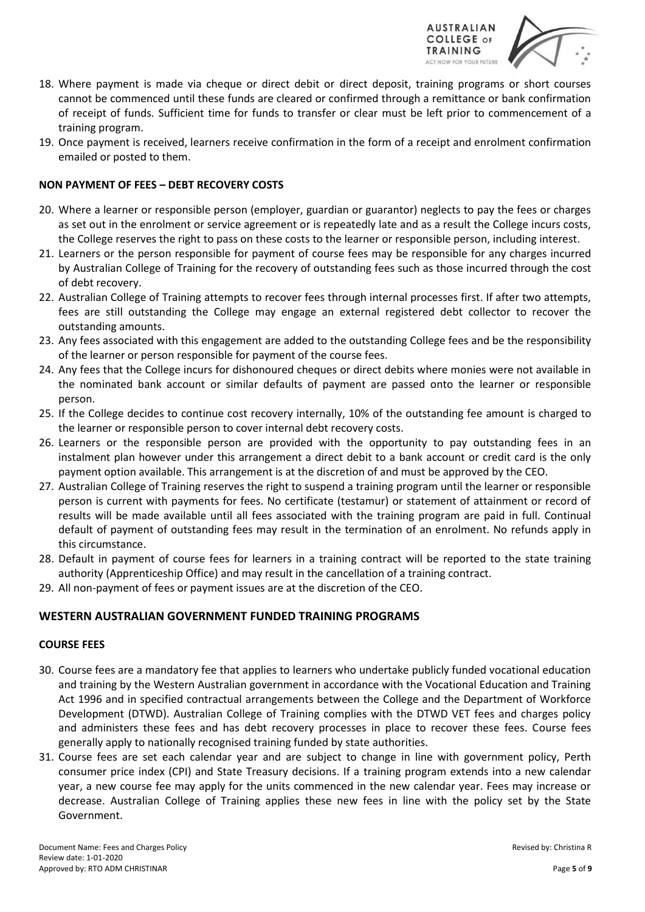18. Where payment is made via cheque or direct debit or direct deposit, training programs or short courses cannot be commenced until these funds are cleared or confirmed through a remittance or bank confirmation of receipt of funds. Sufficient time for funds to transfer or clear must be left prior to commencement of a training program.
19. Once payment is received, learners receive confirmation in the form of a receipt and enrolment confirmation emailed or posted to them.

**NON PAYMENT OF FEES – DEBT RECOVERY COSTS**

20. Where a learner or responsible person (employer, guardian or guarantor) neglects to pay the fees or charges as set out in the enrolment or service agreement or is repeatedly late and as a result the College incurs costs, the College reserves the right to pass on these costs to the learner or responsible person, including interest.
21. Learners or the person responsible for payment of course fees may be responsible for any charges incurred by Australian College of Training for the recovery of outstanding fees such as those incurred through the cost of debt recovery.
22. Australian College of Training attempts to recover fees through internal processes first. If after two attempts, fees are still outstanding the College may engage an external registered debt collector to recover the outstanding amounts.
23. Any fees associated with this engagement are added to the outstanding College fees and be the responsibility of the learner or person responsible for payment of the course fees.
24. Any fees that the College incurs for dishonoured cheques or direct debits where monies were not available in the nominated bank account or similar defaults of payment are passed onto the learner or responsible person.
25. If the College decides to continue cost recovery internally, 10% of the outstanding fee amount is charged to the learner or responsible person to cover internal debt recovery costs.
26. Learners or the responsible person are provided with the opportunity to pay outstanding fees in an instalment plan however under this arrangement a direct debit to a bank account or credit card is the only payment option available. This arrangement is at the discretion of and must be approved by the CEO.
27. Australian College of Training reserves the right to suspend a training program until the learner or responsible person is current with payments for fees. No certificate (testamur) or statement of attainment or record of results will be made available until all fees associated with the training program are paid in full. Continual default of payment of outstanding fees may result in the termination of an enrolment. No refunds apply in this circumstance.
28. Default in payment of course fees for learners in a training contract will be reported to the state training authority (Apprenticeship Office) and may result in the cancellation of a training contract.
29. All non-payment of fees or payment issues are at the discretion of the CEO.

## WESTERN AUSTRALIAN GOVERNMENT FUNDED TRAINING PROGRAMS

**COURSE FEES**

30. Course fees are a mandatory fee that applies to learners who undertake publicly funded vocational education and training by the Western Australian government in accordance with the Vocational Education and Training Act 1996 and in specified contractual arrangements between the College and the Department of Workforce Development (DTWD). Australian College of Training complies with the DTWD VET fees and charges policy and administers these fees and has debt recovery processes in place to recover these fees. Course fees generally apply to nationally recognised training funded by state authorities.
31. Course fees are set each calendar year and are subject to change in line with government policy, Perth consumer price index (CPI) and State Treasury decisions. If a training program extends into a new calendar year, a new course fee may apply for the units commenced in the new calendar year. Fees may increase or decrease. Australian College of Training applies these new fees in line with the policy set by the State Government.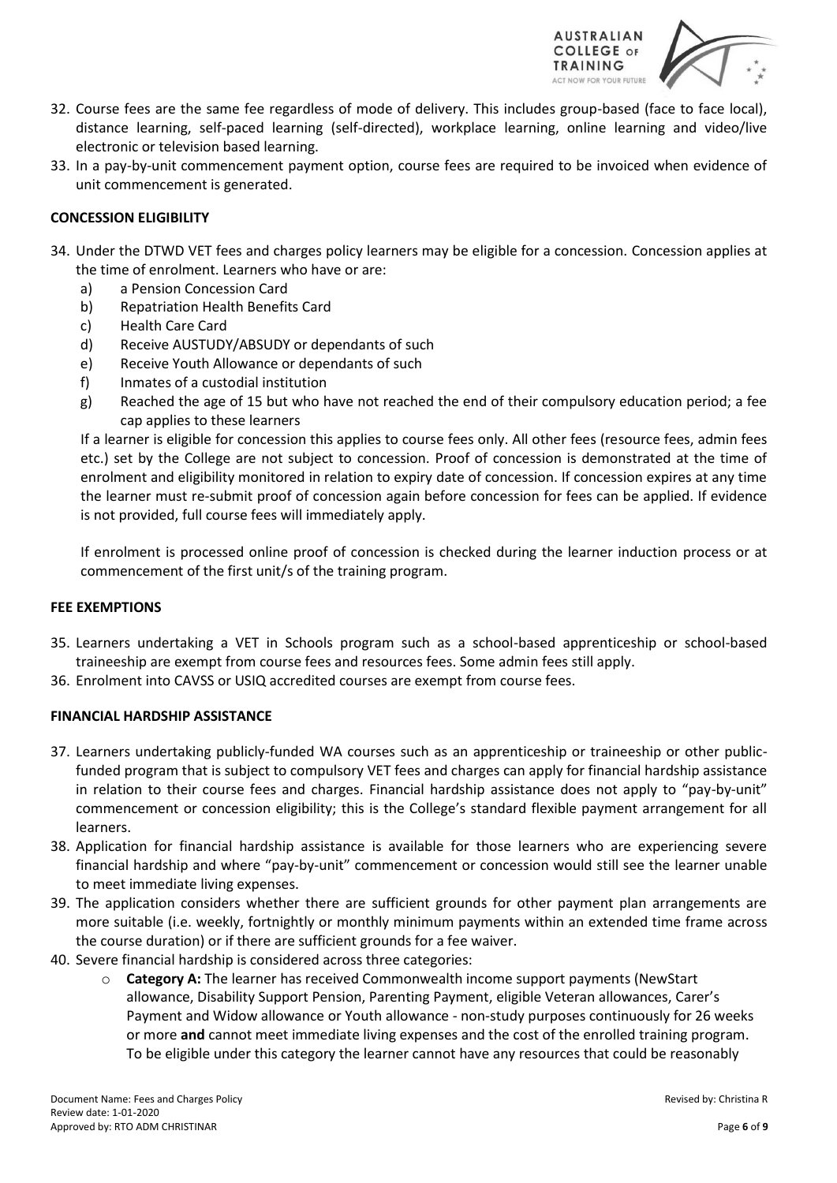32. Course fees are the same fee regardless of mode of delivery. This includes group-based (face to face local), distance learning, self-paced learning (self-directed), workplace learning, online learning and video/live electronic or television based learning.
33. In a pay-by-unit commencement payment option, course fees are required to be invoiced when evidence of unit commencement is generated.

**CONCESSION ELIGIBILITY**

34. Under the DTWD VET fees and charges policy learners may be eligible for a concession. Concession applies at the time of enrolment. Learners who have or are:
    a) a Pension Concession Card
    b) Repatriation Health Benefits Card
    c) Health Care Card
    d) Receive AUSTUDY/ABSUDY or dependants of such
    e) Receive Youth Allowance or dependants of such
    f) Inmates of a custodial institution
    g) Reached the age of 15 but who have not reached the end of their compulsory education period; a fee cap applies to these learners

    If a learner is eligible for concession this applies to course fees only. All other fees (resource fees, admin fees etc.) set by the College are not subject to concession. Proof of concession is demonstrated at the time of enrolment and eligibility monitored in relation to expiry date of concession. If concession expires at any time the learner must re-submit proof of concession again before concession for fees can be applied. If evidence is not provided, full course fees will immediately apply.

    If enrolment is processed online proof of concession is checked during the learner induction process or at commencement of the first unit/s of the training program.

**FEE EXEMPTIONS**

35. Learners undertaking a VET in Schools program such as a school-based apprenticeship or school-based traineeship are exempt from course fees and resources fees. Some admin fees still apply.
36. Enrolment into CAVSS or USIQ accredited courses are exempt from course fees.

**FINANCIAL HARDSHIP ASSISTANCE**

37. Learners undertaking publicly-funded WA courses such as an apprenticeship or traineeship or other public-funded program that is subject to compulsory VET fees and charges can apply for financial hardship assistance in relation to their course fees and charges. Financial hardship assistance does not apply to "pay-by-unit" commencement or concession eligibility; this is the College's standard flexible payment arrangement for all learners.
38. Application for financial hardship assistance is available for those learners who are experiencing severe financial hardship and where "pay-by-unit" commencement or concession would still see the learner unable to meet immediate living expenses.
39. The application considers whether there are sufficient grounds for other payment plan arrangements are more suitable (i.e. weekly, fortnightly or monthly minimum payments within an extended time frame across the course duration) or if there are sufficient grounds for a fee waiver.
40. Severe financial hardship is considered across three categories:
    - **Category A:** The learner has received Commonwealth income support payments (NewStart allowance, Disability Support Pension, Parenting Payment, eligible Veteran allowances, Carer's Payment and Widow allowance or Youth allowance - non-study purposes continuously for 26 weeks or more **and** cannot meet immediate living expenses and the cost of the enrolled training program. To be eligible under this category the learner cannot have any resources that could be reasonably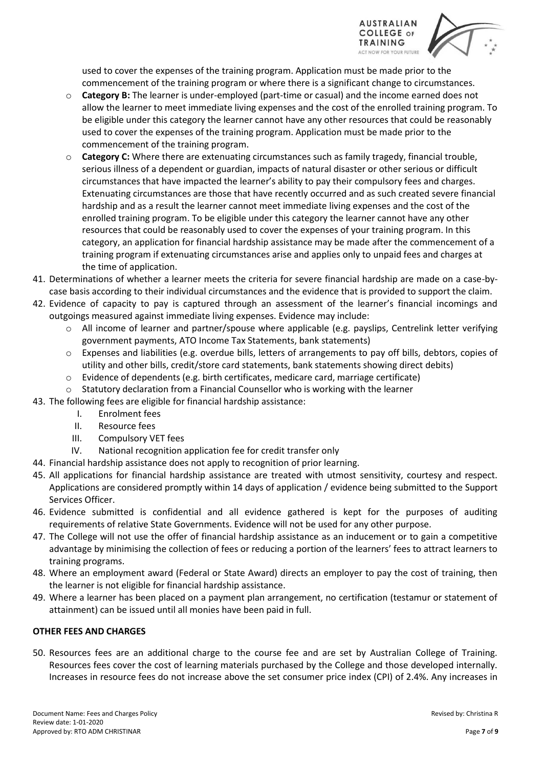used to cover the expenses of the training program. Application must be made prior to the commencement of the training program or where there is a significant change to circumstances.

- **Category B:** The learner is under-employed (part-time or casual) and the income earned does not allow the learner to meet immediate living expenses and the cost of the enrolled training program. To be eligible under this category the learner cannot have any other resources that could be reasonably used to cover the expenses of the training program. Application must be made prior to the commencement of the training program.
- **Category C:** Where there are extenuating circumstances such as family tragedy, financial trouble, serious illness of a dependent or guardian, impacts of natural disaster or other serious or difficult circumstances that have impacted the learner's ability to pay their compulsory fees and charges. Extenuating circumstances are those that have recently occurred and as such created severe financial hardship and as a result the learner cannot meet immediate living expenses and the cost of the enrolled training program. To be eligible under this category the learner cannot have any other resources that could be reasonably used to cover the expenses of your training program. In this category, an application for financial hardship assistance may be made after the commencement of a training program if extenuating circumstances arise and applies only to unpaid fees and charges at the time of application.

41. Determinations of whether a learner meets the criteria for severe financial hardship are made on a case-by-case basis according to their individual circumstances and the evidence that is provided to support the claim.
42. Evidence of capacity to pay is captured through an assessment of the learner's financial incomings and outgoings measured against immediate living expenses. Evidence may include:
    - All income of learner and partner/spouse where applicable (e.g. payslips, Centrelink letter verifying government payments, ATO Income Tax Statements, bank statements)
    - Expenses and liabilities (e.g. overdue bills, letters of arrangements to pay off bills, debtors, copies of utility and other bills, credit/store card statements, bank statements showing direct debits)
    - Evidence of dependents (e.g. birth certificates, medicare card, marriage certificate)
    - Statutory declaration from a Financial Counsellor who is working with the learner
43. The following fees are eligible for financial hardship assistance:
    - I. Enrolment fees
    - II. Resource fees
    - III. Compulsory VET fees
    - IV. National recognition application fee for credit transfer only
44. Financial hardship assistance does not apply to recognition of prior learning.
45. All applications for financial hardship assistance are treated with utmost sensitivity, courtesy and respect. Applications are considered promptly within 14 days of application / evidence being submitted to the Support Services Officer.
46. Evidence submitted is confidential and all evidence gathered is kept for the purposes of auditing requirements of relative State Governments. Evidence will not be used for any other purpose.
47. The College will not use the offer of financial hardship assistance as an inducement or to gain a competitive advantage by minimising the collection of fees or reducing a portion of the learners' fees to attract learners to training programs.
48. Where an employment award (Federal or State Award) directs an employer to pay the cost of training, then the learner is not eligible for financial hardship assistance.
49. Where a learner has been placed on a payment plan arrangement, no certification (testamur or statement of attainment) can be issued until all monies have been paid in full.

**OTHER FEES AND CHARGES**

50. Resources fees are an additional charge to the course fee and are set by Australian College of Training. Resources fees cover the cost of learning materials purchased by the College and those developed internally. Increases in resource fees do not increase above the set consumer price index (CPI) of 2.4%. Any increases in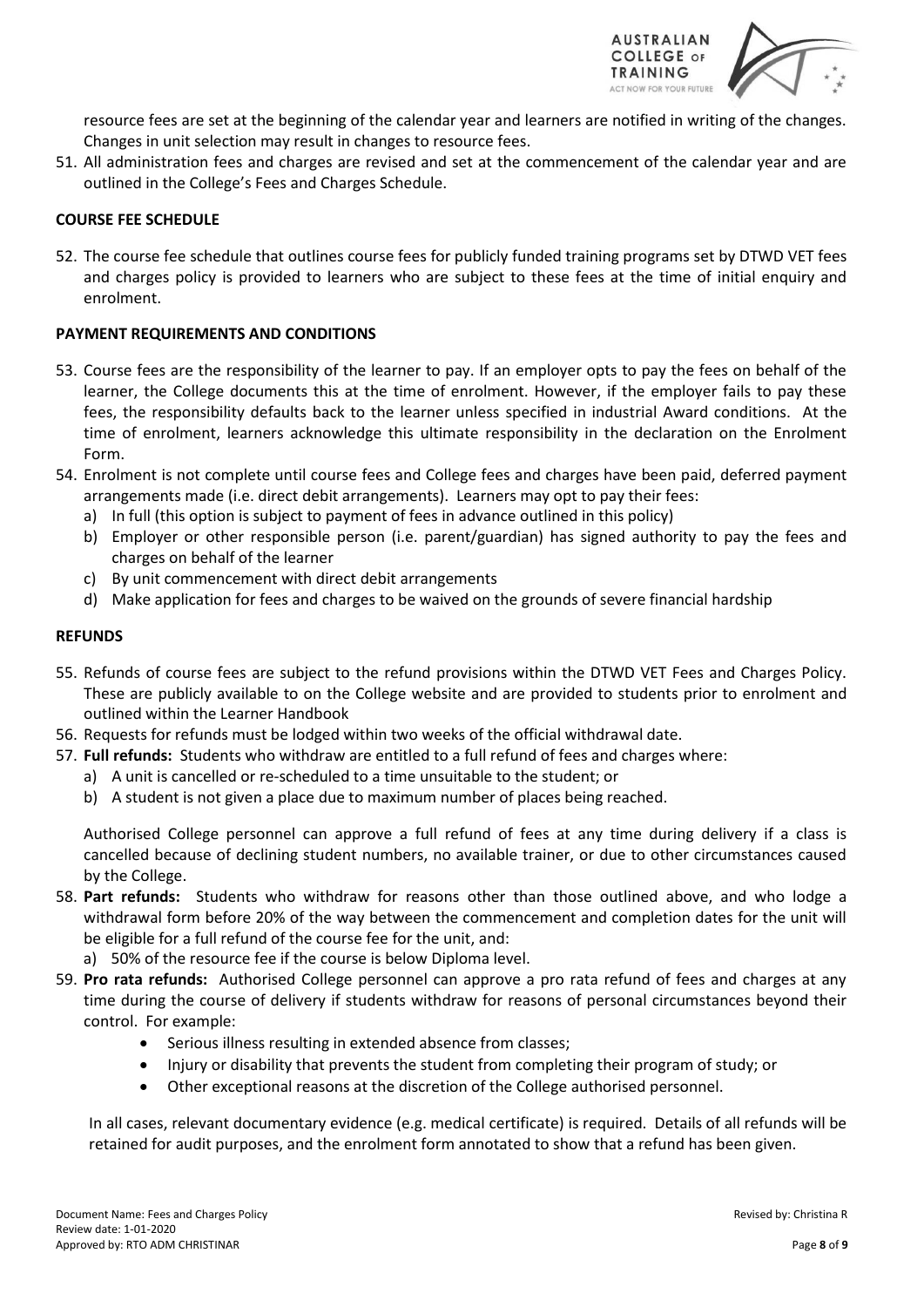resource fees are set at the beginning of the calendar year and learners are notified in writing of the changes. Changes in unit selection may result in changes to resource fees.

51. All administration fees and charges are revised and set at the commencement of the calendar year and are outlined in the College's Fees and Charges Schedule.

**COURSE FEE SCHEDULE**

52. The course fee schedule that outlines course fees for publicly funded training programs set by DTWD VET fees and charges policy is provided to learners who are subject to these fees at the time of initial enquiry and enrolment.

**PAYMENT REQUIREMENTS AND CONDITIONS**

53. Course fees are the responsibility of the learner to pay. If an employer opts to pay the fees on behalf of the learner, the College documents this at the time of enrolment. However, if the employer fails to pay these fees, the responsibility defaults back to the learner unless specified in industrial Award conditions. At the time of enrolment, learners acknowledge this ultimate responsibility in the declaration on the Enrolment Form.
54. Enrolment is not complete until course fees and College fees and charges have been paid, deferred payment arrangements made (i.e. direct debit arrangements). Learners may opt to pay their fees:
    a) In full (this option is subject to payment of fees in advance outlined in this policy)
    b) Employer or other responsible person (i.e. parent/guardian) has signed authority to pay the fees and charges on behalf of the learner
    c) By unit commencement with direct debit arrangements
    d) Make application for fees and charges to be waived on the grounds of severe financial hardship

**REFUNDS**

55. Refunds of course fees are subject to the refund provisions within the DTWD VET Fees and Charges Policy. These are publicly available to on the College website and are provided to students prior to enrolment and outlined within the Learner Handbook
56. Requests for refunds must be lodged within two weeks of the official withdrawal date.
57. **Full refunds:** Students who withdraw are entitled to a full refund of fees and charges where:
    a) A unit is cancelled or re-scheduled to a time unsuitable to the student; or
    b) A student is not given a place due to maximum number of places being reached.

    Authorised College personnel can approve a full refund of fees at any time during delivery if a class is cancelled because of declining student numbers, no available trainer, or due to other circumstances caused by the College.
58. **Part refunds:** Students who withdraw for reasons other than those outlined above, and who lodge a withdrawal form before 20% of the way between the commencement and completion dates for the unit will be eligible for a full refund of the course fee for the unit, and:
    a) 50% of the resource fee if the course is below Diploma level.
59. **Pro rata refunds:** Authorised College personnel can approve a pro rata refund of fees and charges at any time during the course of delivery if students withdraw for reasons of personal circumstances beyond their control. For example:
    - Serious illness resulting in extended absence from classes;
    - Injury or disability that prevents the student from completing their program of study; or
    - Other exceptional reasons at the discretion of the College authorised personnel.

    In all cases, relevant documentary evidence (e.g. medical certificate) is required. Details of all refunds will be retained for audit purposes, and the enrolment form annotated to show that a refund has been given.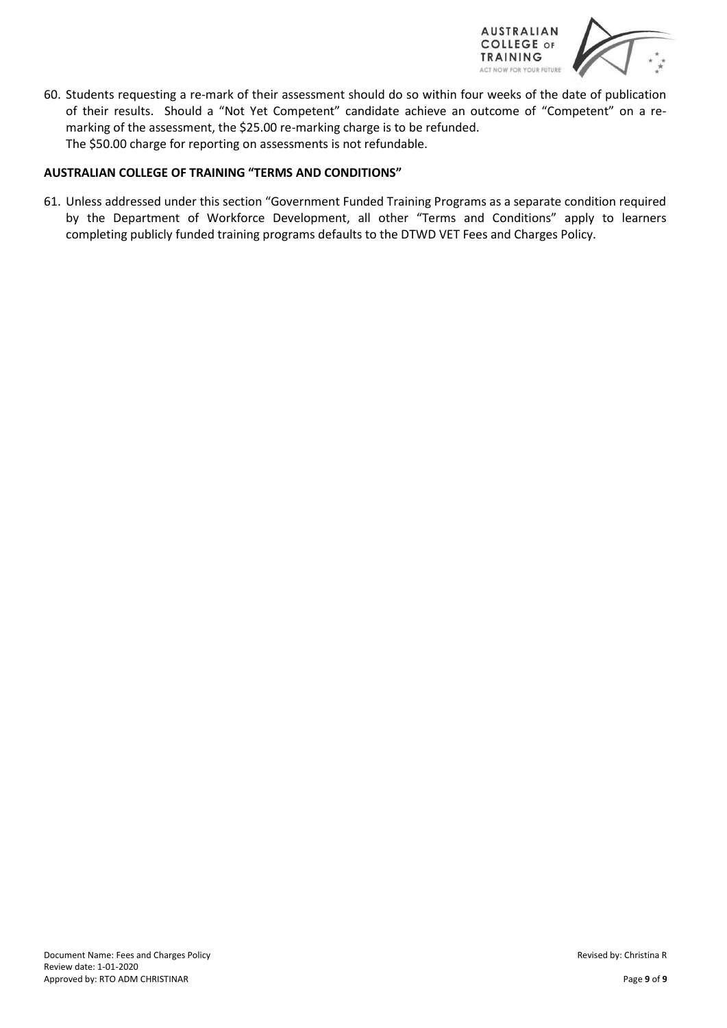60. Students requesting a re-mark of their assessment should do so within four weeks of the date of publication of their results. Should a "Not Yet Competent" candidate achieve an outcome of "Competent" on a re-marking of the assessment, the $25.00 re-marking charge is to be refunded.
    The $50.00 charge for reporting on assessments is not refundable.

**AUSTRALIAN COLLEGE OF TRAINING "TERMS AND CONDITIONS"**

61. Unless addressed under this section "Government Funded Training Programs as a separate condition required by the Department of Workforce Development, all other "Terms and Conditions" apply to learners completing publicly funded training programs defaults to the DTWD VET Fees and Charges Policy.